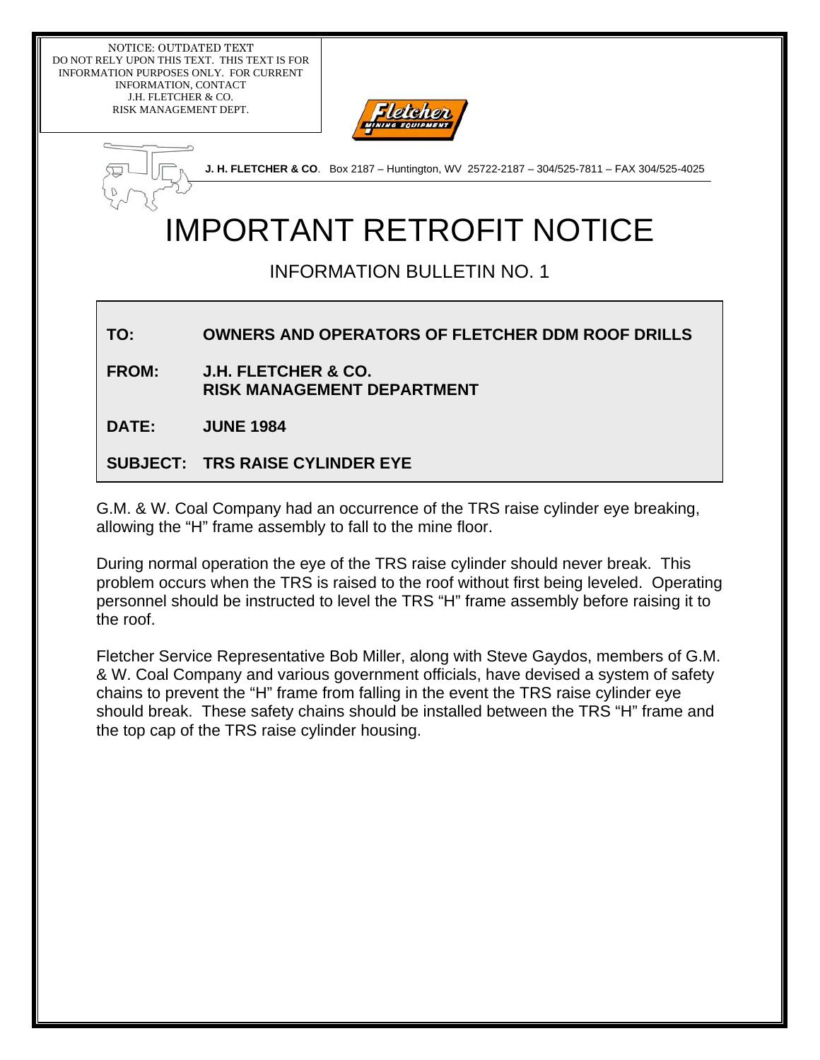NOTICE: OUTDATED TEXT
DO NOT RELY UPON THIS TEXT. THIS TEXT IS FOR INFORMATION PURPOSES ONLY. FOR CURRENT INFORMATION, CONTACT J.H. FLETCHER & CO. RISK MANAGEMENT DEPT.

**J. H. FLETCHER & CO**. Box 2187 – Huntington, WV 25722-2187 – 304/525-7811 – FAX 304/525-4025

# IMPORTANT RETROFIT NOTICE

## INFORMATION BULLETIN NO. 1

**TO:** **OWNERS AND OPERATORS OF FLETCHER DDM ROOF DRILLS**

**FROM:** **J.H. FLETCHER & CO.**
**RISK MANAGEMENT DEPARTMENT**

**DATE:** **JUNE 1984**

**SUBJECT:** **TRS RAISE CYLINDER EYE**

G.M. & W. Coal Company had an occurrence of the TRS raise cylinder eye breaking, allowing the "H" frame assembly to fall to the mine floor.

During normal operation the eye of the TRS raise cylinder should never break. This problem occurs when the TRS is raised to the roof without first being leveled. Operating personnel should be instructed to level the TRS "H" frame assembly before raising it to the roof.

Fletcher Service Representative Bob Miller, along with Steve Gaydos, members of G.M. & W. Coal Company and various government officials, have devised a system of safety chains to prevent the "H" frame from falling in the event the TRS raise cylinder eye should break. These safety chains should be installed between the TRS "H" frame and the top cap of the TRS raise cylinder housing.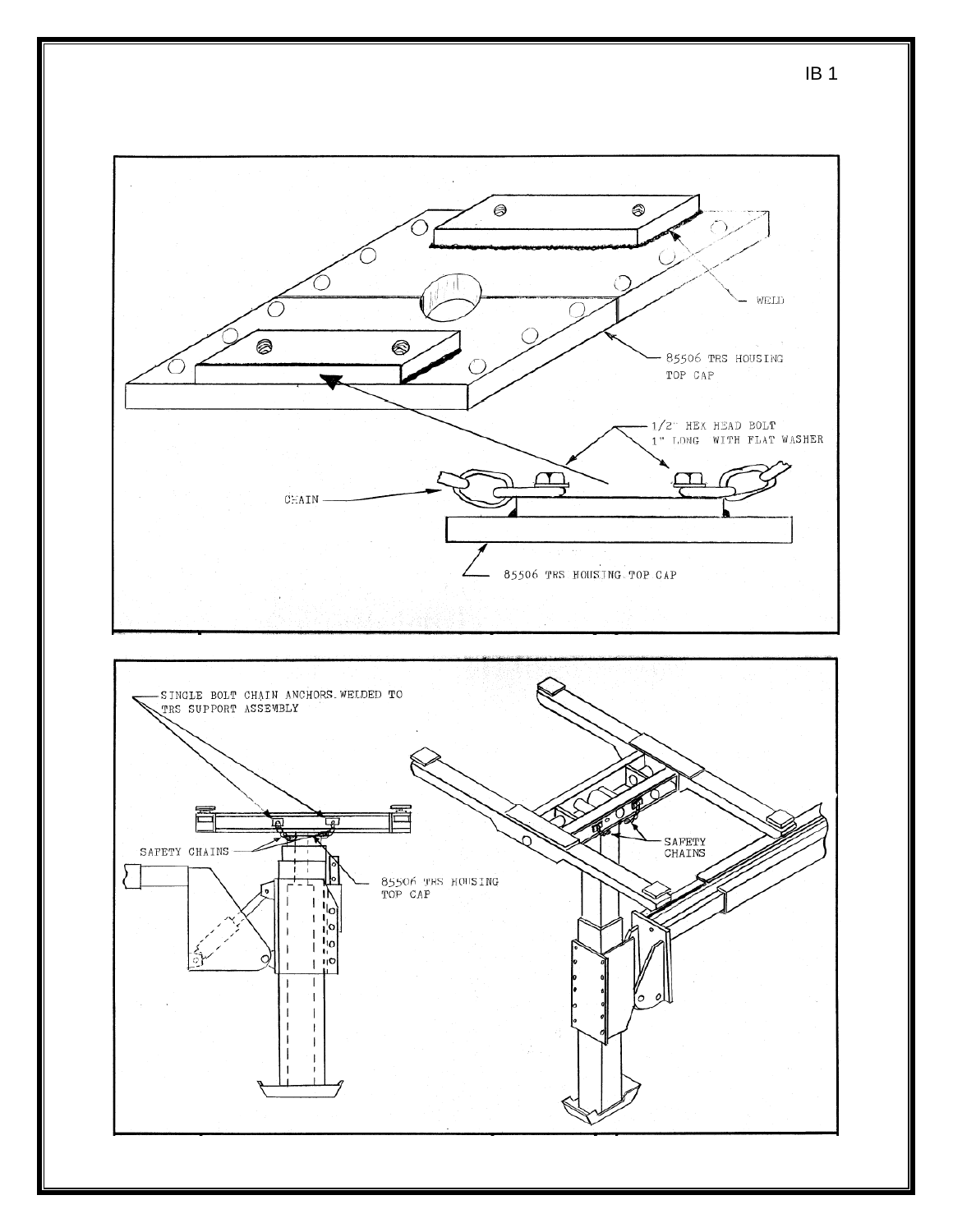IB 1

WELD

85506 TRS HOUSING TOP CAP

1/2" HEX HEAD BOLT 1" LONG WITH FLAT WASHER

CHAIN

85506 TRS HOUSING TOP CAP

SINGLE BOLT CHAIN ANCHORS WELDED TO TRS SUPPORT ASSEMBLY

SAFETY CHAINS

85506 TRS HOUSING TOP CAP

SAFETY CHAINS